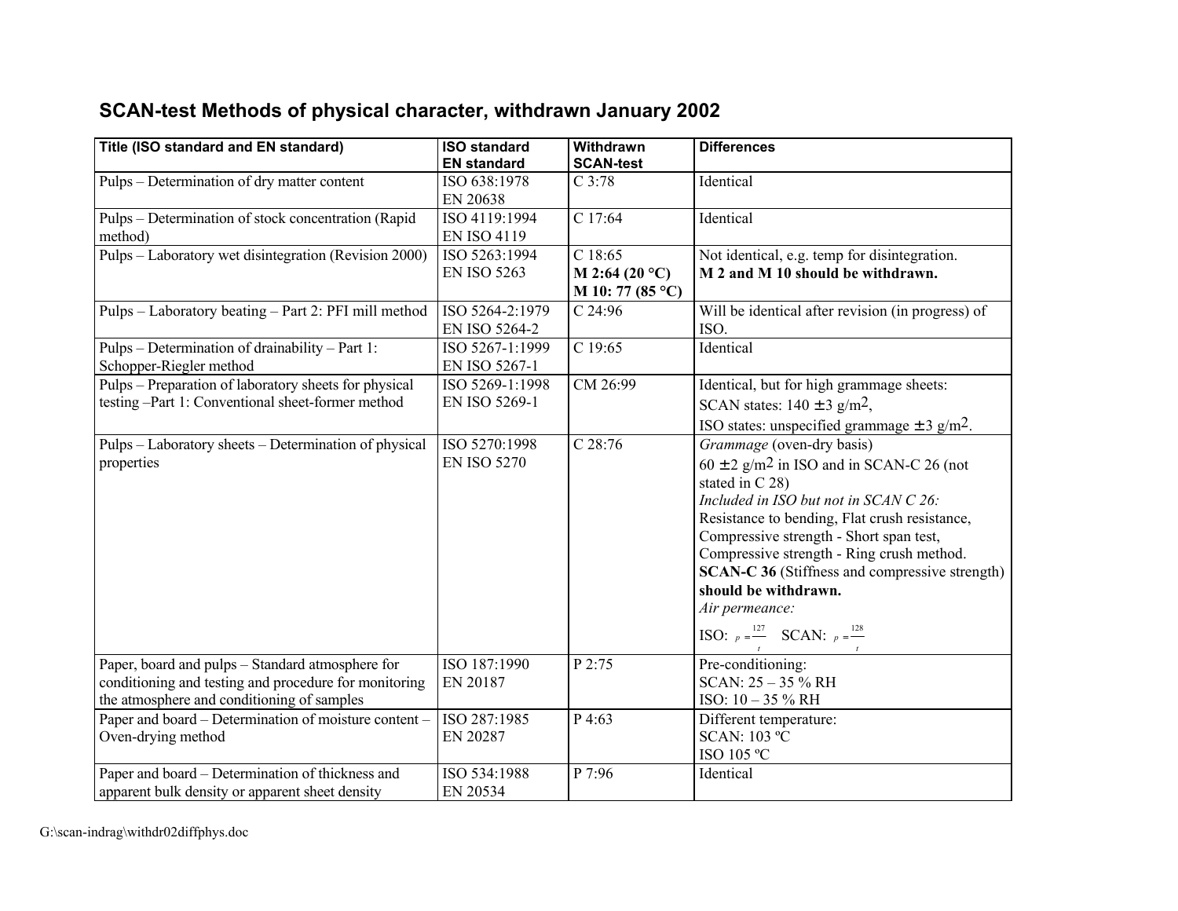## SCAN-test Methods of physical character, withdrawn January 2002

| Title (ISO standard and EN standard) | ISO standard EN standard | Withdrawn SCAN-test | Differences |
|---|---|---|---|
| Pulps – Determination of dry matter content | ISO 638:1978<br>EN 20638 | C 3:78 | Identical |
| Pulps – Determination of stock concentration (Rapid method) | ISO 4119:1994<br>EN ISO 4119 | C 17:64 | Identical |
| Pulps – Laboratory wet disintegration (Revision 2000) | ISO 5263:1994<br>EN ISO 5263 | C 18:65<br>**M 2:64 (20 °C)**<br>**M 10: 77 (85 °C)** | Not identical, e.g. temp for disintegration.<br>**M 2 and M 10 should be withdrawn.** |
| Pulps – Laboratory beating – Part 2: PFI mill method | ISO 5264-2:1979<br>EN ISO 5264-2 | C 24:96 | Will be identical after revision (in progress) of ISO. |
| Pulps – Determination of drainability – Part 1: Schopper-Riegler method | ISO 5267-1:1999<br>EN ISO 5267-1 | C 19:65 | Identical |
| Pulps – Preparation of laboratory sheets for physical testing –Part 1: Conventional sheet-former method | ISO 5269-1:1998<br>EN ISO 5269-1 | CM 26:99 | Identical, but for high grammage sheets:<br>SCAN states: 140 ± 3 g/m$^2$,<br>ISO states: unspecified grammage ± 3 g/m$^2$. |
| Pulps – Laboratory sheets – Determination of physical properties | ISO 5270:1998<br>EN ISO 5270 | C 28:76 | *Grammage* (oven-dry basis)<br>60 ± 2 g/m$^2$ in ISO and in SCAN-C 26 (not stated in C 28)<br>*Included in ISO but not in SCAN C 26:*<br>Resistance to bending, Flat crush resistance, Compressive strength - Short span test, Compressive strength - Ring crush method.<br>**SCAN-C 36** (Stiffness and compressive strength) **should be withdrawn.**<br>*Air permeance:*<br>ISO: $p = \frac{127}{t}$ SCAN: $p = \frac{128}{t}$ |
| Paper, board and pulps – Standard atmosphere for conditioning and testing and procedure for monitoring the atmosphere and conditioning of samples | ISO 187:1990<br>EN 20187 | P 2:75 | Pre-conditioning:<br>SCAN: 25 – 35 % RH<br>ISO: 10 – 35 % RH |
| Paper and board – Determination of moisture content – Oven-drying method | ISO 287:1985<br>EN 20287 | P 4:63 | Different temperature:<br>SCAN: 103 ºC<br>ISO 105 ºC |
| Paper and board – Determination of thickness and apparent bulk density or apparent sheet density | ISO 534:1988<br>EN 20534 | P 7:96 | Identical |

G:\scan-indrag\withdr02diffphys.doc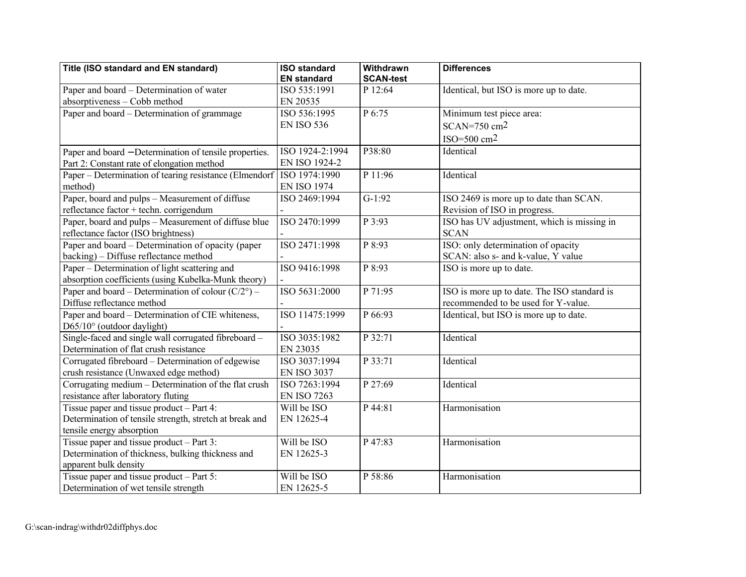| Title (ISO standard and EN standard) | ISO standard EN standard | Withdrawn SCAN-test | Differences |
|---|---|---|---|
| Paper and board – Determination of water absorptiveness – Cobb method | ISO 535:1991 EN 20535 | P 12:64 | Identical, but ISO is more up to date. |
| Paper and board – Determination of grammage | ISO 536:1995 EN ISO 536 | P 6:75 | Minimum test piece area: SCAN=750 $cm^2$ ISO=500 $cm^2$ |
| Paper and board –Determination of tensile properties. Part 2: Constant rate of elongation method | ISO 1924-2:1994 EN ISO 1924-2 | P38:80 | Identical |
| Paper – Determination of tearing resistance (Elmendorf method) | ISO 1974:1990 EN ISO 1974 | P 11:96 | Identical |
| Paper, board and pulps – Measurement of diffuse reflectance factor + techn. corrigendum | ISO 2469:1994 - | G-1:92 | ISO 2469 is more up to date than SCAN. Revision of ISO in progress. |
| Paper, board and pulps – Measurement of diffuse blue reflectance factor (ISO brightness) | ISO 2470:1999 - | P 3:93 | ISO has UV adjustment, which is missing in SCAN |
| Paper and board – Determination of opacity (paper backing) – Diffuse reflectance method | ISO 2471:1998 - | P 8:93 | ISO: only determination of opacity SCAN: also s- and k-value, Y value |
| Paper – Determination of light scattering and absorption coefficients (using Kubelka-Munk theory) | ISO 9416:1998 - | P 8:93 | ISO is more up to date. |
| Paper and board – Determination of colour (C/2°) – Diffuse reflectance method | ISO 5631:2000 - | P 71:95 | ISO is more up to date. The ISO standard is recommended to be used for Y-value. |
| Paper and board – Determination of CIE whiteness, D65/10° (outdoor daylight) | ISO 11475:1999 - | P 66:93 | Identical, but ISO is more up to date. |
| Single-faced and single wall corrugated fibreboard – Determination of flat crush resistance | ISO 3035:1982 EN 23035 | P 32:71 | Identical |
| Corrugated fibreboard – Determination of edgewise crush resistance (Unwaxed edge method) | ISO 3037:1994 EN ISO 3037 | P 33:71 | Identical |
| Corrugating medium – Determination of the flat crush resistance after laboratory fluting | ISO 7263:1994 EN ISO 7263 | P 27:69 | Identical |
| Tissue paper and tissue product – Part 4: Determination of tensile strength, stretch at break and tensile energy absorption | Will be ISO EN 12625-4 | P 44:81 | Harmonisation |
| Tissue paper and tissue product – Part 3: Determination of thickness, bulking thickness and apparent bulk density | Will be ISO EN 12625-3 | P 47:83 | Harmonisation |
| Tissue paper and tissue product – Part 5: Determination of wet tensile strength | Will be ISO EN 12625-5 | P 58:86 | Harmonisation |

G:\scan-indrag\withdr02diffphys.doc